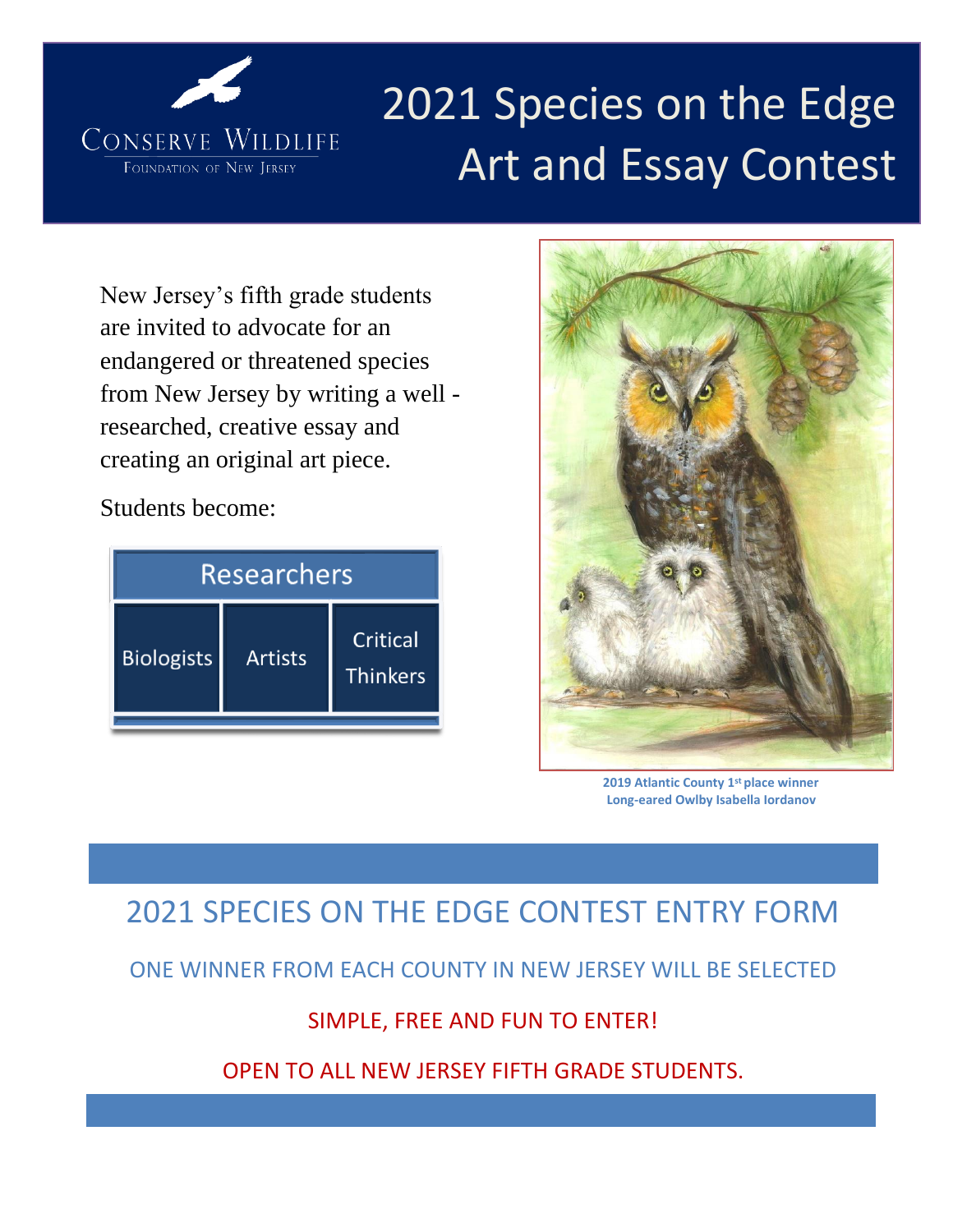# 2021 Species on the Edge Art and Essay Contest

Conserve Wildlife
Foundation of New Jersey

New Jersey's fifth grade students are invited to advocate for an endangered or threatened species from New Jersey by writing a well - researched, creative essay and creating an original art piece.

Students become:

- Researchers
  - Biologists
  - Artists
  - Critical Thinkers

2019 Atlantic County 1st place winner
Long-eared Owlby Isabella Iordanov

## 2021 SPECIES ON THE EDGE CONTEST ENTRY FORM

ONE WINNER FROM EACH COUNTY IN NEW JERSEY WILL BE SELECTED

SIMPLE, FREE AND FUN TO ENTER!

OPEN TO ALL NEW JERSEY FIFTH GRADE STUDENTS.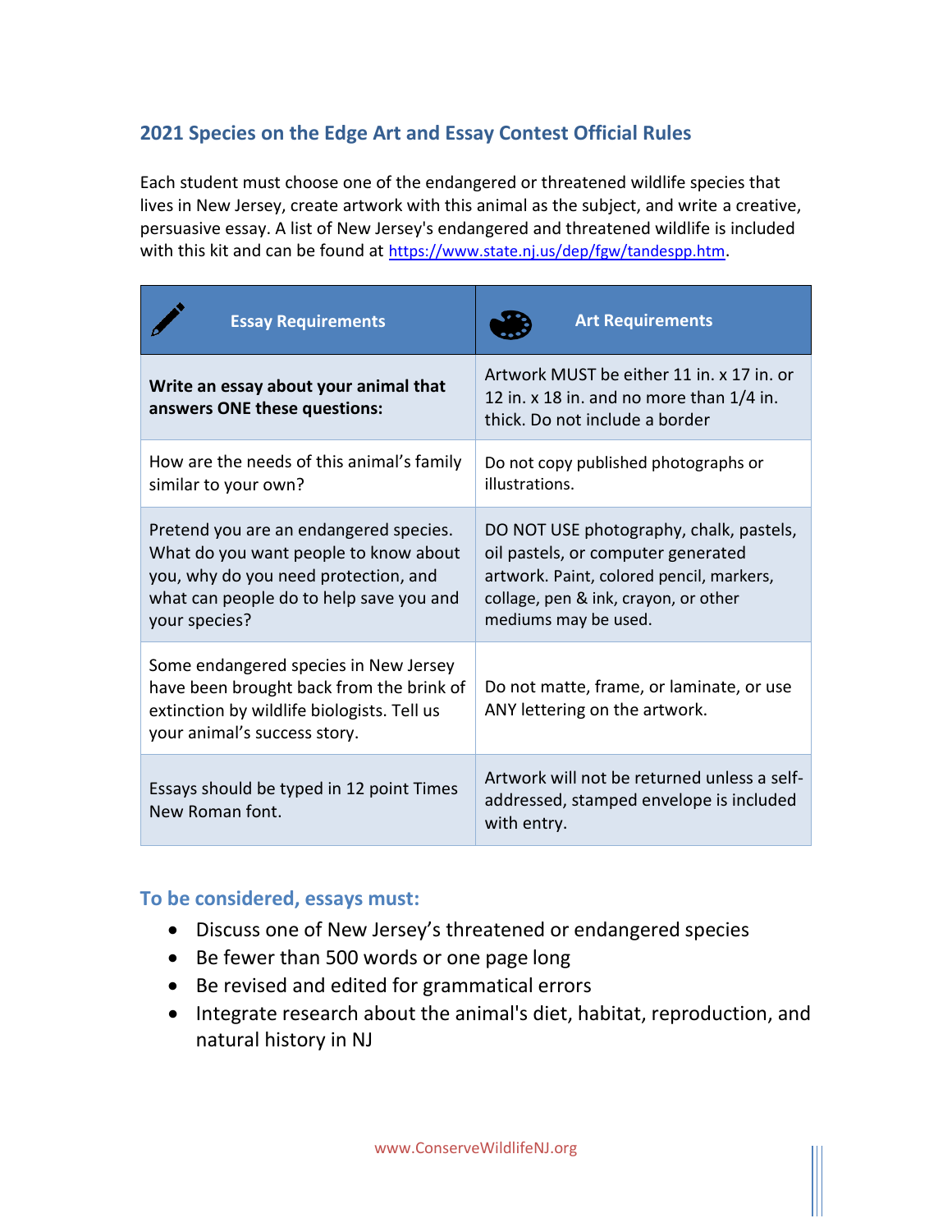## 2021 Species on the Edge Art and Essay Contest Official Rules

Each student must choose one of the endangered or threatened wildlife species that lives in New Jersey, create artwork with this animal as the subject, and write a creative, persuasive essay. A list of New Jersey's endangered and threatened wildlife is included with this kit and can be found at https://www.state.nj.us/dep/fgw/tandespp.htm.

| Essay Requirements | Art Requirements |
|---|---|
| **Write an essay about your animal that answers ONE these questions:** | Artwork MUST be either 11 in. x 17 in. or 12 in. x 18 in. and no more than 1/4 in. thick. Do not include a border |
| How are the needs of this animal's family similar to your own? | Do not copy published photographs or illustrations. |
| Pretend you are an endangered species. What do you want people to know about you, why do you need protection, and what can people do to help save you and your species? | DO NOT USE photography, chalk, pastels, oil pastels, or computer generated artwork. Paint, colored pencil, markers, collage, pen & ink, crayon, or other mediums may be used. |
| Some endangered species in New Jersey have been brought back from the brink of extinction by wildlife biologists. Tell us your animal's success story. | Do not matte, frame, or laminate, or use ANY lettering on the artwork. |
| Essays should be typed in 12 point Times New Roman font. | Artwork will not be returned unless a self-addressed, stamped envelope is included with entry. |

### To be considered, essays must:

- Discuss one of New Jersey's threatened or endangered species
- Be fewer than 500 words or one page long
- Be revised and edited for grammatical errors
- Integrate research about the animal's diet, habitat, reproduction, and natural history in NJ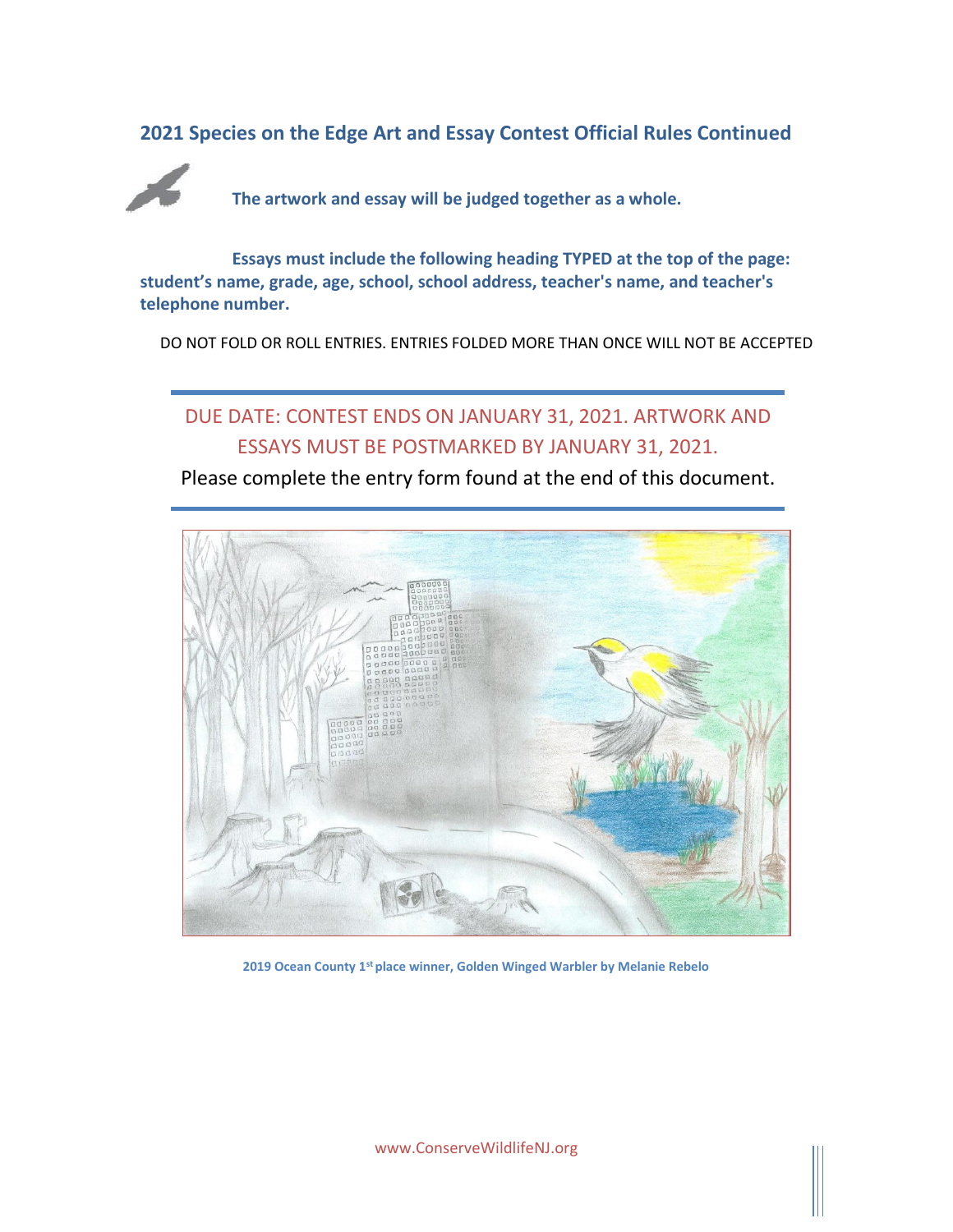## 2021 Species on the Edge Art and Essay Contest Official Rules Continued

**The artwork and essay will be judged together as a whole.**

**Essays must include the following heading TYPED at the top of the page: student's name, grade, age, school, school address, teacher's name, and teacher's telephone number.**

DO NOT FOLD OR ROLL ENTRIES. ENTRIES FOLDED MORE THAN ONCE WILL NOT BE ACCEPTED

---

DUE DATE: CONTEST ENDS ON JANUARY 31, 2021. ARTWORK AND ESSAYS MUST BE POSTMARKED BY JANUARY 31, 2021.

Please complete the entry form found at the end of this document.

---

**2019 Ocean County 1st place winner, Golden Winged Warbler by Melanie Rebelo**

www.ConserveWildlifeNJ.org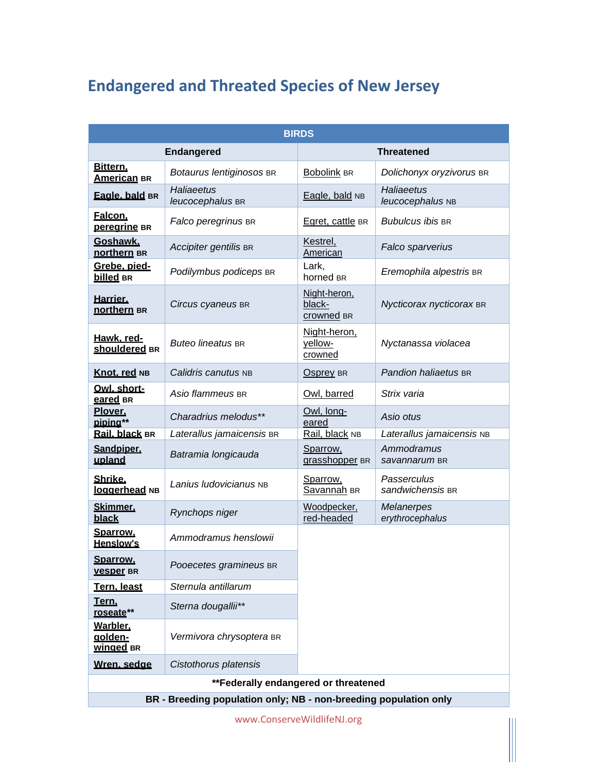# Endangered and Threated Species of New Jersey

| BIRDS | | | |
|---|---|---|---|
| **Endangered** | | **Threatened** | |
| **Bittern, American BR** | *Botaurus lentiginosos* BR | Bobolink BR | *Dolichonyx oryzivorus* BR |
| **Eagle, bald BR** | *Haliaeetus leucocephalus* BR | Eagle, bald NB | *Haliaeetus leucocephalus* NB |
| **Falcon, peregrine BR** | *Falco peregrinus* BR | Egret, cattle BR | *Bubulcus ibis* BR |
| **Goshawk, northern BR** | *Accipiter gentilis* BR | Kestrel, American | *Falco sparverius* |
| **Grebe, pied-billed BR** | *Podilymbus podiceps* BR | Lark, horned BR | *Eremophila alpestris* BR |
| **Harrier, northern BR** | *Circus cyaneus* BR | Night-heron, black-crowned BR | *Nycticorax nycticorax* BR |
| **Hawk, red-shouldered BR** | *Buteo lineatus* BR | Night-heron, yellow-crowned | *Nyctanassa violacea* |
| **Knot, red NB** | *Calidris canutus* NB | Osprey BR | *Pandion haliaetus* BR |
| **Owl, short-eared BR** | *Asio flammeus* BR | Owl, barred | *Strix varia* |
| **Plover, piping\*\*** | *Charadrius melodus\*\** | Owl, long-eared | *Asio otus* |
| **Rail, black BR** | *Laterallus jamaicensis* BR | Rail, black NB | *Laterallus jamaicensis* NB |
| **Sandpiper, upland** | *Batramia longicauda* | Sparrow, grasshopper BR | *Ammodramus savannarum* BR |
| **Shrike, loggerhead NB** | *Lanius ludovicianus* NB | Sparrow, Savannah BR | *Passerculus sandwichensis* BR |
| **Skimmer, black** | *Rynchops niger* | Woodpecker, red-headed | *Melanerpes erythrocephalus* |
| **Sparrow, Henslow's** | *Ammodramus henslowii* | | |
| **Sparrow, vesper BR** | *Pooecetes gramineus* BR | | |
| **Tern, least** | *Sternula antillarum* | | |
| **Tern, roseate\*\*** | *Sterna dougallii\*\** | | |
| **Warbler, golden-winged BR** | *Vermivora chrysoptera* BR | | |
| **Wren, sedge** | *Cistothorus platensis* | | |

**\*\*Federally endangered or threatened**

**BR - Breeding population only; NB - non-breeding population only**

www.ConserveWildlifeNJ.org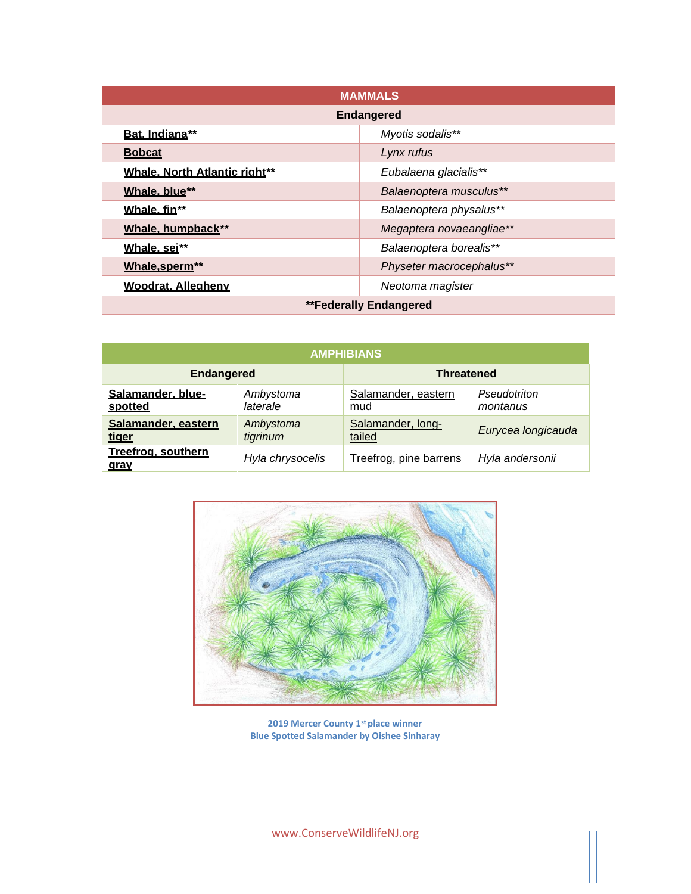| MAMMALS | |
|---|---|
| **Endangered** | |
| **Bat, Indiana**** | *Myotis sodalis*** |
| **Bobcat** | *Lynx rufus* |
| **Whale, North Atlantic right**** | *Eubalaena glacialis*** |
| **Whale, blue**** | *Balaenoptera musculus*** |
| **Whale, fin**** | *Balaenoptera physalus*** |
| **Whale, humpback**** | *Megaptera novaeangliae*** |
| **Whale, sei**** | *Balaenoptera borealis*** |
| **Whale,sperm**** | *Physeter macrocephalus*** |
| **Woodrat, Allegheny** | *Neotoma magister* |
| ****Federally Endangered** | |

| AMPHIBIANS | | | |
|---|---|---|---|
| **Endangered** | | **Threatened** | |
| **Salamander, blue-spotted** | *Ambystoma laterale* | Salamander, eastern mud | *Pseudotriton montanus* |
| **Salamander, eastern tiger** | *Ambystoma tigrinum* | Salamander, long-tailed | *Eurycea longicauda* |
| **Treefrog, southern gray** | *Hyla chrysocelis* | Treefrog, pine barrens | *Hyla andersonii* |

**2019 Mercer County 1st place winner**
**Blue Spotted Salamander by Oishee Sinharay**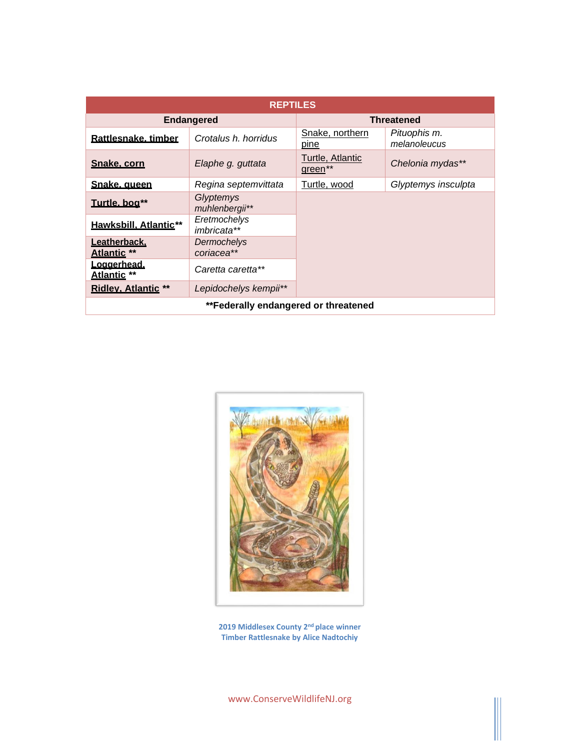| REPTILES | | | |
|---|---|---|---|
| **Endangered** | | **Threatened** | |
| **Rattlesnake, timber** | *Crotalus h. horridus* | Snake, northern pine | *Pituophis m. melanoleucus* |
| **Snake, corn** | *Elaphe g. guttata* | Turtle, Atlantic green** | *Chelonia mydas*** |
| **Snake, queen** | *Regina septemvittata* | Turtle, wood | *Glyptemys insculpta* |
| **Turtle, bog**** | *Glyptemys muhlenbergii*** | | |
| **Hawksbill, Atlantic**** | *Eretmochelys imbricata*** | | |
| **Leatherback, Atlantic **** | *Dermochelys coriacea*** | | |
| **Loggerhead, Atlantic **** | *Caretta caretta*** | | |
| **Ridley, Atlantic **** | *Lepidochelys kempii*** | | |
| ****Federally endangered or threatened** | | | |

**2019 Middlesex County 2nd place winner**
**Timber Rattlesnake by Alice Nadtochiy**

www.ConserveWildlifeNJ.org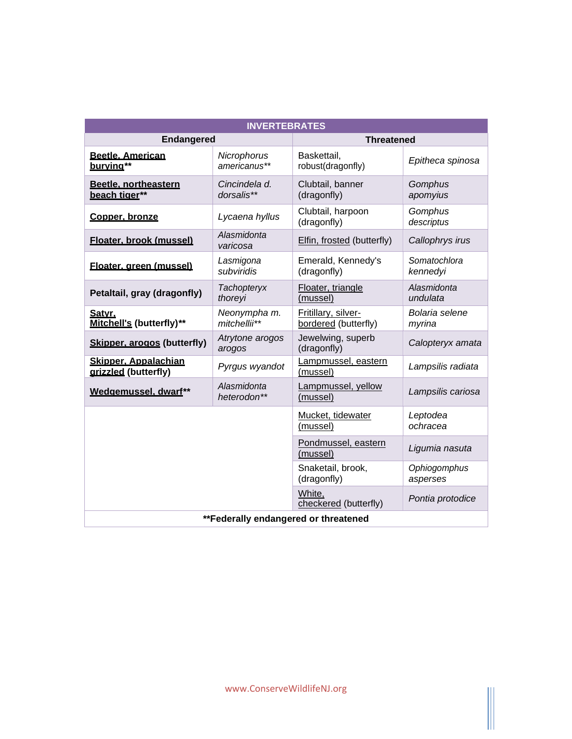| INVERTEBRATES | | | |
|---|---|---|---|
| **Endangered** | | **Threatened** | |
| **Beetle, American burying**** | *Nicrophorus americanus*** | Baskettail, robust(dragonfly) | *Epitheca spinosa* |
| **Beetle, northeastern beach tiger**** | *Cincindela d. dorsalis*** | Clubtail, banner (dragonfly) | *Gomphus apomyius* |
| **Copper, bronze** | *Lycaena hyllus* | Clubtail, harpoon (dragonfly) | *Gomphus descriptus* |
| **Floater, brook (mussel)** | *Alasmidonta varicosa* | Elfin, frosted (butterfly) | *Callophrys irus* |
| **Floater, green (mussel)** | *Lasmigona subviridis* | Emerald, Kennedy's (dragonfly) | *Somatochlora kennedyi* |
| **Petaltail, gray (dragonfly)** | *Tachopteryx thoreyi* | Floater, triangle (mussel) | *Alasmidonta undulata* |
| **Satyr, Mitchell's (butterfly)**** | *Neonympha m. mitchellii*** | Fritillary, silver-bordered (butterfly) | *Bolaria selene myrina* |
| **Skipper, arogos (butterfly)** | *Atrytone arogos arogos* | Jewelwing, superb (dragonfly) | *Calopteryx amata* |
| **Skipper, Appalachian grizzled (butterfly)** | *Pyrgus wyandot* | Lampmussel, eastern (mussel) | *Lampsilis radiata* |
| **Wedgemussel, dwarf**** | *Alasmidonta heterodon*** | Lampmussel, yellow (mussel) | *Lampsilis cariosa* |
| | | Mucket, tidewater (mussel) | *Leptodea ochracea* |
| | | Pondmussel, eastern (mussel) | *Ligumia nasuta* |
| | | Snaketail, brook, (dragonfly) | *Ophiogomphus asperses* |
| | | White, checkered (butterfly) | *Pontia protodice* |
| ****Federally endangered or threatened** | | | |

www.ConserveWildlifeNJ.org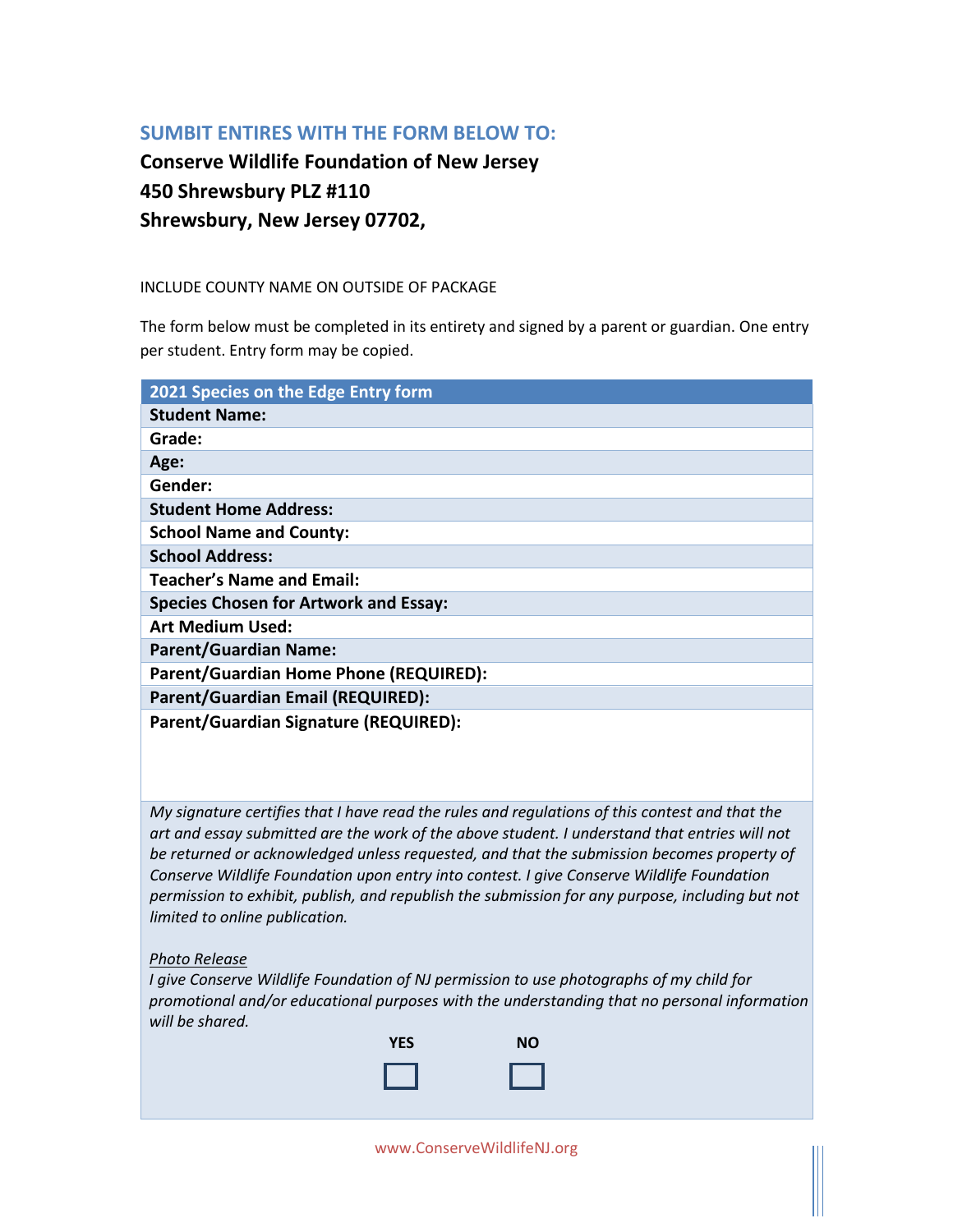## SUMBIT ENTIRES WITH THE FORM BELOW TO:

**Conserve Wildlife Foundation of New Jersey**
**450 Shrewsbury PLZ #110**
**Shrewsbury, New Jersey 07702,**

INCLUDE COUNTY NAME ON OUTSIDE OF PACKAGE

The form below must be completed in its entirety and signed by a parent or guardian. One entry per student. Entry form may be copied.

| **2021 Species on the Edge Entry form** |
| --- |
| **Student Name:** |
| **Grade:** |
| **Age:** |
| **Gender:** |
| **Student Home Address:** |
| **School Name and County:** |
| **School Address:** |
| **Teacher's Name and Email:** |
| **Species Chosen for Artwork and Essay:** |
| **Art Medium Used:** |
| **Parent/Guardian Name:** |
| **Parent/Guardian Home Phone (REQUIRED):** |
| **Parent/Guardian Email (REQUIRED):** |
| **Parent/Guardian Signature (REQUIRED):** |

*My signature certifies that I have read the rules and regulations of this contest and that the art and essay submitted are the work of the above student. I understand that entries will not be returned or acknowledged unless requested, and that the submission becomes property of Conserve Wildlife Foundation upon entry into contest. I give Conserve Wildlife Foundation permission to exhibit, publish, and republish the submission for any purpose, including but not limited to online publication.*

*Photo Release*
*I give Conserve Wildlife Foundation of NJ permission to use photographs of my child for promotional and/or educational purposes with the understanding that no personal information will be shared.*

**YES** ☐ **NO** ☐

www.ConserveWildlifeNJ.org